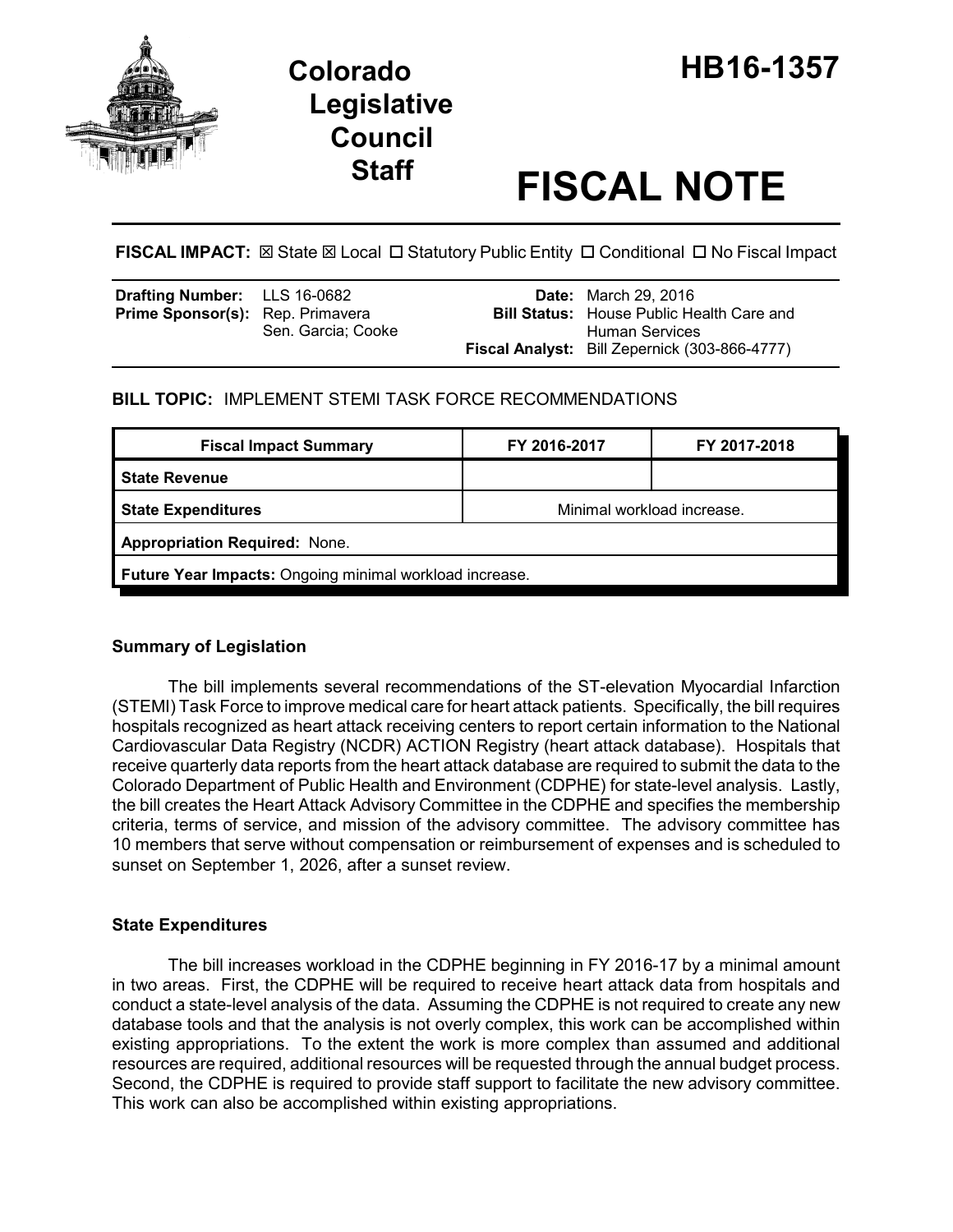# Colorado Legislative Council Staff

# HB16-1357

# FISCAL NOTE

**FISCAL IMPACT:** ☒ State ☒ Local ☐ Statutory Public Entity ☐ Conditional ☐ No Fiscal Impact

| | | | |
|---|---|---|---|
| **Drafting Number:** | LLS 16-0682 | **Date:** | March 29, 2016 |
| **Prime Sponsor(s):** | Rep. Primavera<br>Sen. Garcia; Cooke | **Bill Status:** | House Public Health Care and Human Services |
| | | **Fiscal Analyst:** | Bill Zepernick (303-866-4777) |

**BILL TOPIC:** IMPLEMENT STEMI TASK FORCE RECOMMENDATIONS

| Fiscal Impact Summary | FY 2016-2017 | FY 2017-2018 |
|---|---|---|
| **State Revenue** | | |
| **State Expenditures** | Minimal workload increase. | |
| **Appropriation Required:** None. | | |
| **Future Year Impacts:** Ongoing minimal workload increase. | | |

## Summary of Legislation

The bill implements several recommendations of the ST-elevation Myocardial Infarction (STEMI) Task Force to improve medical care for heart attack patients. Specifically, the bill requires hospitals recognized as heart attack receiving centers to report certain information to the National Cardiovascular Data Registry (NCDR) ACTION Registry (heart attack database). Hospitals that receive quarterly data reports from the heart attack database are required to submit the data to the Colorado Department of Public Health and Environment (CDPHE) for state-level analysis. Lastly, the bill creates the Heart Attack Advisory Committee in the CDPHE and specifies the membership criteria, terms of service, and mission of the advisory committee. The advisory committee has 10 members that serve without compensation or reimbursement of expenses and is scheduled to sunset on September 1, 2026, after a sunset review.

## State Expenditures

The bill increases workload in the CDPHE beginning in FY 2016-17 by a minimal amount in two areas. First, the CDPHE will be required to receive heart attack data from hospitals and conduct a state-level analysis of the data. Assuming the CDPHE is not required to create any new database tools and that the analysis is not overly complex, this work can be accomplished within existing appropriations. To the extent the work is more complex than assumed and additional resources are required, additional resources will be requested through the annual budget process. Second, the CDPHE is required to provide staff support to facilitate the new advisory committee. This work can also be accomplished within existing appropriations.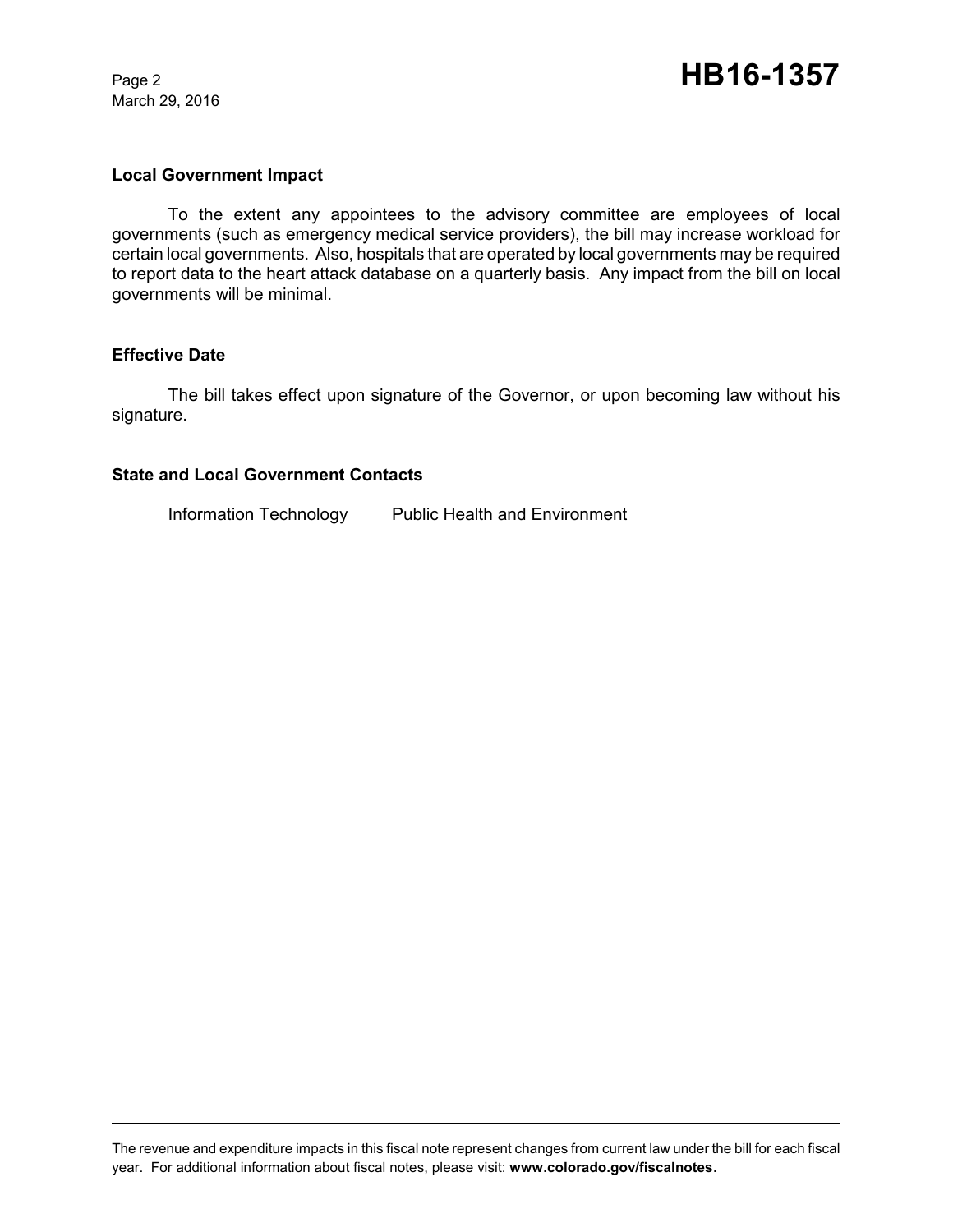## Local Government Impact

To the extent any appointees to the advisory committee are employees of local governments (such as emergency medical service providers), the bill may increase workload for certain local governments. Also, hospitals that are operated by local governments may be required to report data to the heart attack database on a quarterly basis. Any impact from the bill on local governments will be minimal.

## Effective Date

The bill takes effect upon signature of the Governor, or upon becoming law without his signature.

## State and Local Government Contacts

Information Technology Public Health and Environment

The revenue and expenditure impacts in this fiscal note represent changes from current law under the bill for each fiscal year. For additional information about fiscal notes, please visit: **www.colorado.gov/fiscalnotes.**